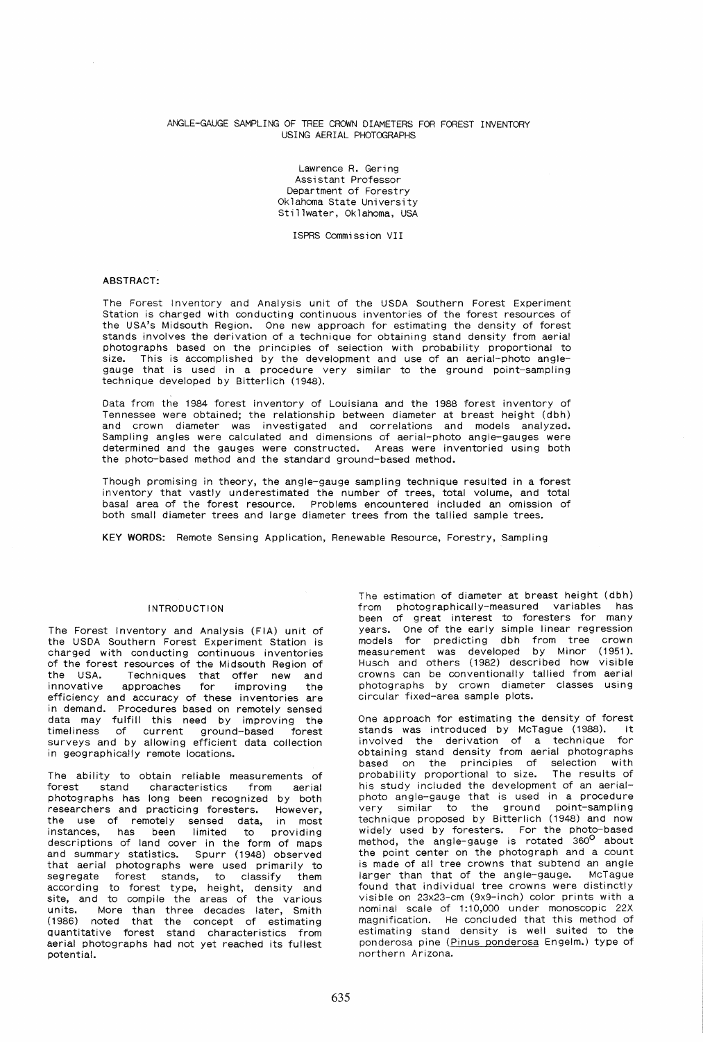# ANGLE-GAUGE SAMPLING OF TREE CROWN DIAMETERS FOR FOREST INVENTORY USING AERIAL PHOTOGRAPHS

Lawrence R. Gering
Assistant Professor
Department of Forestry
Oklahoma State University
Stillwater, Oklahoma, USA

ISPRS Commission VII

## ABSTRACT:

The Forest Inventory and Analysis unit of the USDA Southern Forest Experiment Station is charged with conducting continuous inventories of the forest resources of the USA's Midsouth Region. One new approach for estimating the density of forest stands involves the derivation of a technique for obtaining stand density from aerial photographs based on the principles of selection with probability proportional to size. This is accomplished by the development and use of an aerial-photo angle-gauge that is used in a procedure very similar to the ground point-sampling technique developed by Bitterlich (1948).

Data from the 1984 forest inventory of Louisiana and the 1988 forest inventory of Tennessee were obtained; the relationship between diameter at breast height (dbh) and crown diameter was investigated and correlations and models analyzed. Sampling angles were calculated and dimensions of aerial-photo angle-gauges were determined and the gauges were constructed. Areas were inventoried using both the photo-based method and the standard ground-based method.

Though promising in theory, the angle-gauge sampling technique resulted in a forest inventory that vastly underestimated the number of trees, total volume, and total basal area of the forest resource. Problems encountered included an omission of both small diameter trees and large diameter trees from the tallied sample trees.

**KEY WORDS:** Remote Sensing Application, Renewable Resource, Forestry, Sampling

## INTRODUCTION

The Forest Inventory and Analysis (FIA) unit of the USDA Southern Forest Experiment Station is charged with conducting continuous inventories of the forest resources of the Midsouth Region of the USA. Techniques that offer new and innovative approaches for improving the efficiency and accuracy of these inventories are in demand. Procedures based on remotely sensed data may fulfill this need by improving the timeliness of current ground-based forest surveys and by allowing efficient data collection in geographically remote locations.

The ability to obtain reliable measurements of forest stand characteristics from aerial photographs has long been recognized by both researchers and practicing foresters. However, the use of remotely sensed data, in most instances, has been limited to providing descriptions of land cover in the form of maps and summary statistics. Spurr (1948) observed that aerial photographs were used primarily to segregate forest stands, to classify them according to forest type, height, density and site, and to compile the areas of the various units. More than three decades later, Smith (1986) noted that the concept of estimating quantitative forest stand characteristics from aerial photographs had not yet reached its fullest potential.

The estimation of diameter at breast height (dbh) from photographically-measured variables has been of great interest to foresters for many years. One of the early simple linear regression models for predicting dbh from tree crown measurement was developed by Minor (1951). Husch and others (1982) described how visible crowns can be conventionally tallied from aerial photographs by crown diameter classes using circular fixed-area sample plots.

One approach for estimating the density of forest stands was introduced by McTague (1988). It involved the derivation of a technique for obtaining stand density from aerial photographs based on the principles of selection with probability proportional to size. The results of his study included the development of an aerial-photo angle-gauge that is used in a procedure very similar to the ground point-sampling technique proposed by Bitterlich (1948) and now widely used by foresters. For the photo-based method, the angle-gauge is rotated 360$^{o}$ about the point center on the photograph and a count is made of all tree crowns that subtend an angle larger than that of the angle-gauge. McTague found that individual tree crowns were distinctly visible on 23x23-cm (9x9-inch) color prints with a nominal scale of 1:10,000 under monoscopic 22X magnification. He concluded that this method of estimating stand density is well suited to the ponderosa pine (Pinus ponderosa Engelm.) type of northern Arizona.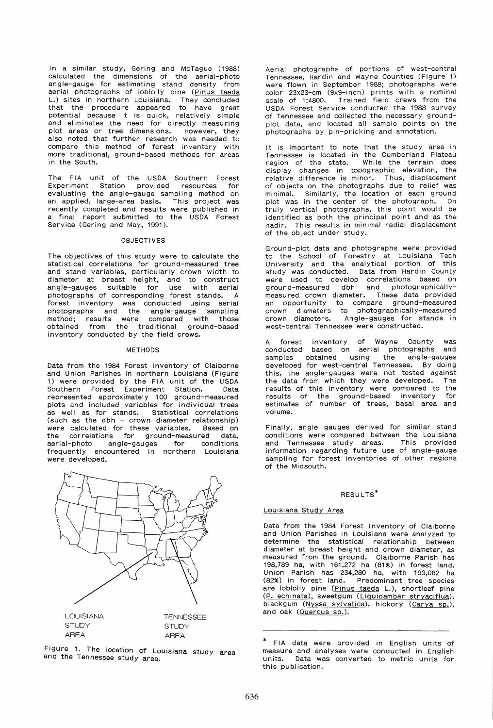In a similar study, Gering and McTague (1988) calculated the dimensions of the aerial-photo angle-gauge for estimating stand density from aerial photographs of loblolly pine (*Pinus taeda* L.) sites in northern Louisiana. They concluded that the procedure appeared to have great potential because it is quick, relatively simple and eliminates the need for directly measuring plot areas or tree dimensions. However, they also noted that further research was needed to compare this method of forest inventory with more traditional, ground-based methods for areas in the South.

The FIA unit of the USDA Southern Forest Experiment Station provided resources for evaluating the angle-gauge sampling method on an applied, large-area basis. This project was recently completed and results were published in a final report submitted to the USDA Forest Service (Gering and May, 1991).

## OBJECTIVES

The objectives of this study were to calculate the statistical correlations for ground-measured tree and stand variables, particularly crown width to diameter at breast height, and to construct angle-gauges suitable for use with aerial photographs of corresponding forest stands. A forest inventory was conducted using aerial photographs and the angle-gauge sampling method; results were compared with those obtained from the traditional ground-based inventory conducted by the field crews.

## METHODS

Data from the 1984 Forest Inventory of Claiborne and Union Parishes in northern Louisiana (Figure 1) were provided by the FIA unit of the USDA Southern Forest Experiment Station. Data represented approximately 100 ground-measured plots and included variables for individual trees as well as for stands. Statistical correlations (such as the dbh - crown diameter relationship) were calculated for these variables. Based on the correlations for ground-measured data, aerial-photo angle-gauges for conditions frequently encountered in northern Louisiana were developed.

LOUISIANA STUDY AREA

TENNESSEE STUDY AREA

Figure 1. The location of Louisiana study area and the Tennessee study area.

Aerial photographs of portions of west-central Tennessee, Hardin and Wayne Counties (Figure 1) were flown in September 1988; photographs were color 23x23-cm (9x9-inch) prints with a nominal scale of 1:4800. Trained field crews from the USDA Forest Service conducted the 1988 survey of Tennessee and collected the necessary ground-plot data, and located all sample points on the photographs by pin-pricking and annotation.

It is important to note that the study area in Tennessee is located in the Cumberland Plateau region of the state. While the terrain does display changes in topographic elevation, the relative difference is minor. Thus, displacement of objects on the photographs due to relief was minimal. Similarly, the location of each ground plot was in the center of the photograph. On truly vertical photographs, this point would be identified as both the principal point and as the nadir. This results in minimal radial displacement of the object under study.

Ground-plot data and photographs were provided to the School of Forestry at Louisiana Tech University and the analytical portion of this study was conducted. Data from Hardin County were used to develop correlations based on ground-measured dbh and photographically-measured crown diameter. These data provided an opportunity to compare ground-measured crown diameters to photographically-measured crown diameters. Angle-gauges for stands in west-central Tennessee were constructed.

A forest inventory of Wayne County was conducted based on aerial photographs and samples obtained using the angle-gauges developed for west-central Tennessee. By doing this, the angle-gauges were not tested against the data from which they were developed. The results of this inventory were compared to the results of the ground-based inventory for estimates of number of trees, basal area and volume.

Finally, angle gauges derived for similar stand conditions were compared between the Louisiana and Tennessee study areas. This provided information regarding future use of angle-gauge sampling for forest inventories of other regions of the Midsouth.

## RESULTS*

### Louisiana Study Area

Data from the 1984 Forest Inventory of Claiborne and Union Parishes in Louisiana were analyzed to determine the statistical relationship between diameter at breast height and crown diameter, as measured from the ground. Claiborne Parish has 198,789 ha, with 161,272 ha (81%) in forest land. Union Parish has 234,280 ha, with 193,082 ha (82%) in forest land. Predominant tree species are loblolly pine (*Pinus taeda* L.), shortleaf pine (*P. echinata*), sweetgum (*Liquidambar stryaciflua*), blackgum (*Nyssa sylvatica*), hickory (*Carya sp.*), and oak (*Quercus sp.*).

---

* FIA data were provided in English units of measure and analyses were conducted in English units. Data was converted to metric units for this publication.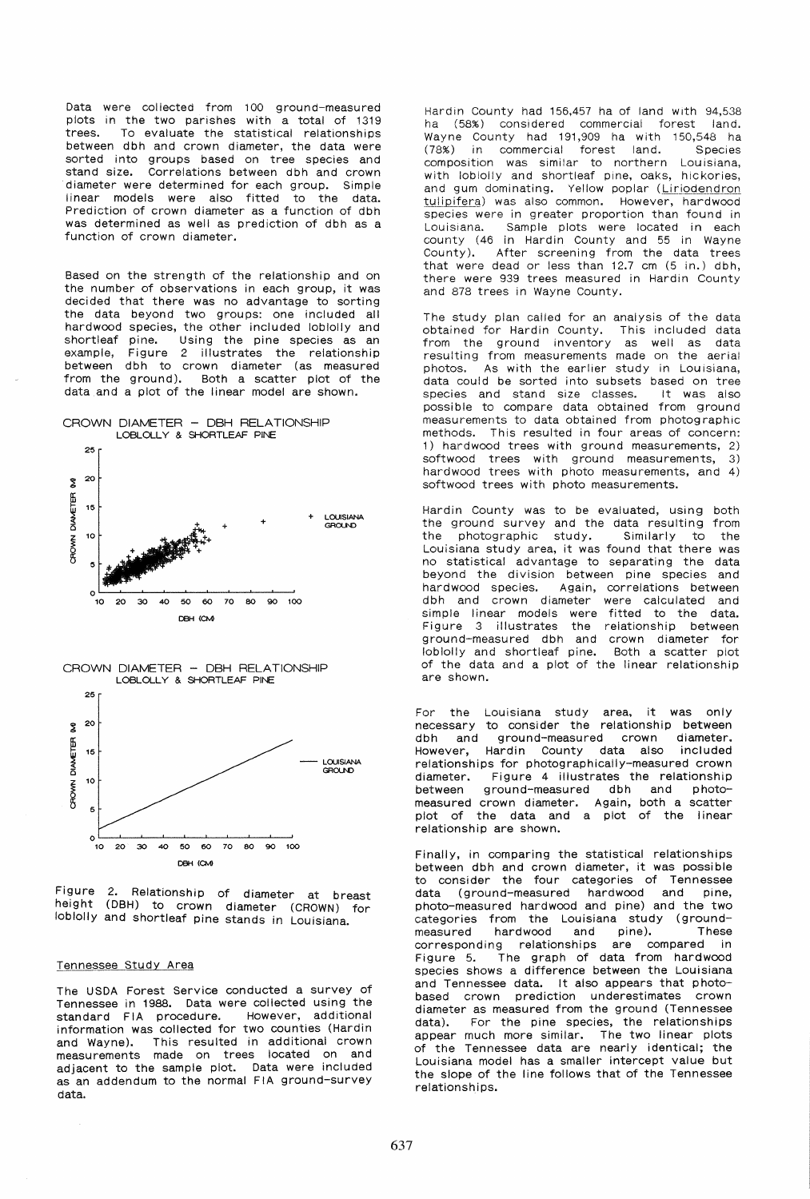Data were collected from 100 ground-measured plots in the two parishes with a total of 1319 trees. To evaluate the statistical relationships between dbh and crown diameter, the data were sorted into groups based on tree species and stand size. Correlations between dbh and crown diameter were determined for each group. Simple linear models were also fitted to the data. Prediction of crown diameter as a function of dbh was determined as well as prediction of dbh as a function of crown diameter.

Based on the strength of the relationship and on the number of observations in each group, it was decided that there was no advantage to sorting the data beyond two groups: one included all hardwood species, the other included loblolly and shortleaf pine. Using the pine species as an example, Figure 2 illustrates the relationship between dbh to crown diameter (as measured from the ground). Both a scatter plot of the data and a plot of the linear model are shown.

Figure 2. Relationship of diameter at breast height (DBH) to crown diameter (CROWN) for loblolly and shortleaf pine stands in Louisiana.

### Tennessee Study Area

The USDA Forest Service conducted a survey of Tennessee in 1988. Data were collected using the standard FIA procedure. However, additional information was collected for two counties (Hardin and Wayne). This resulted in additional crown measurements made on trees located on and adjacent to the sample plot. Data were included as an addendum to the normal FIA ground-survey data.

Hardin County had 156,457 ha of land with 94,538 ha (58%) considered commercial forest land. Wayne County had 191,909 ha with 150,548 ha (78%) in commercial forest land. Species composition was similar to northern Louisiana, with loblolly and shortleaf pine, oaks, hickories, and gum dominating. Yellow poplar (*Liriodendron tulipifera*) was also common. However, hardwood species were in greater proportion than found in Louisiana. Sample plots were located in each county (46 in Hardin County and 55 in Wayne County). After screening from the data trees that were dead or less than 12.7 cm (5 in.) dbh, there were 939 trees measured in Hardin County and 878 trees in Wayne County.

The study plan called for an analysis of the data obtained for Hardin County. This included data from the ground inventory as well as data resulting from measurements made on the aerial photos. As with the earlier study in Louisiana, data could be sorted into subsets based on tree species and stand size classes. It was also possible to compare data obtained from ground measurements to data obtained from photographic methods. This resulted in four areas of concern: 1) hardwood trees with ground measurements, 2) softwood trees with ground measurements, 3) hardwood trees with photo measurements, and 4) softwood trees with photo measurements.

Hardin County was to be evaluated, using both the ground survey and the data resulting from the photographic study. Similarly to the Louisiana study area, it was found that there was no statistical advantage to separating the data beyond the division between pine species and hardwood species. Again, correlations between dbh and crown diameter were calculated and simple linear models were fitted to the data. Figure 3 illustrates the relationship between ground-measured dbh and crown diameter for loblolly and shortleaf pine. Both a scatter plot of the data and a plot of the linear relationship are shown.

For the Louisiana study area, it was only necessary to consider the relationship between dbh and ground-measured crown diameter. However, Hardin County data also included relationships for photographically-measured crown diameter. Figure 4 illustrates the relationship between ground-measured dbh and photo-measured crown diameter. Again, both a scatter plot of the data and a plot of the linear relationship are shown.

Finally, in comparing the statistical relationships between dbh and crown diameter, it was possible to consider the four categories of Tennessee data (ground-measured hardwood and pine, photo-measured hardwood and pine) and the two categories from the Louisiana study (ground-measured hardwood and pine). These corresponding relationships are compared in Figure 5. The graph of data from hardwood species shows a difference between the Louisiana and Tennessee data. It also appears that photo-based crown prediction underestimates crown diameter as measured from the ground (Tennessee data). For the pine species, the relationships appear much more similar. The two linear plots of the Tennessee data are nearly identical; the Louisiana model has a smaller intercept value but the slope of the line follows that of the Tennessee relationships.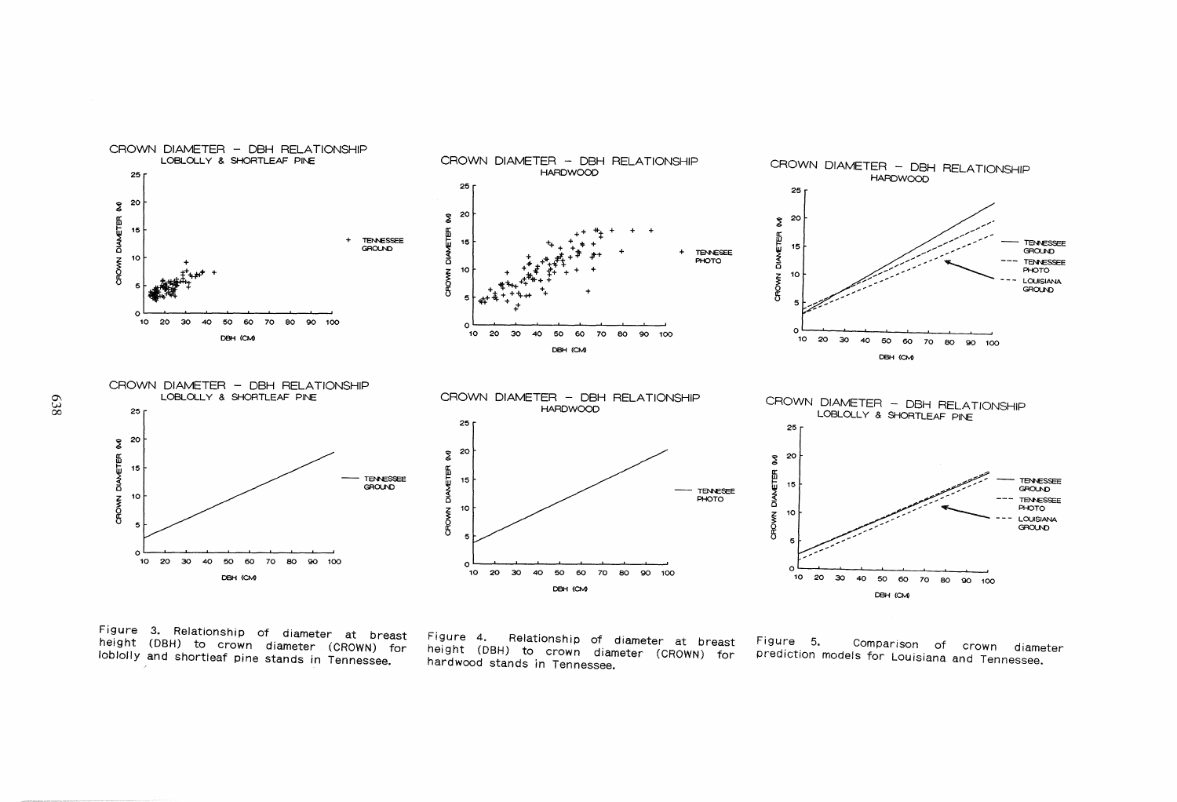Figure 3. Relationship of diameter at breast height (DBH) to crown diameter (CROWN) for loblolly and shortleaf pine stands in Tennessee.

Figure 4. Relationship of diameter at breast height (DBH) to crown diameter (CROWN) for hardwood stands in Tennessee.

Figure 5. Comparison of crown diameter prediction models for Louisiana and Tennessee.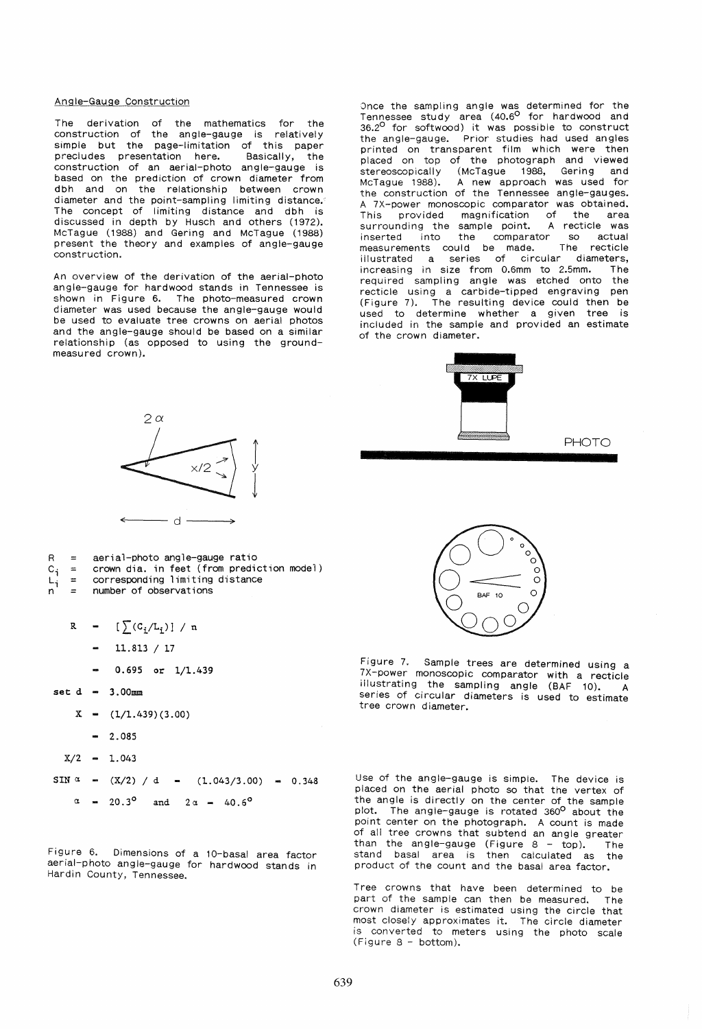### Angle-Gauge Construction

The derivation of the mathematics for the construction of the angle-gauge is relatively simple but the page-limitation of this paper precludes presentation here. Basically, the construction of an aerial-photo angle-gauge is based on the prediction of crown diameter from dbh and on the relationship between crown diameter and the point-sampling limiting distance. The concept of limiting distance and dbh is discussed in depth by Husch and others (1972). McTague (1988) and Gering and McTague (1988) present the theory and examples of angle-gauge construction.

An overview of the derivation of the aerial-photo angle-gauge for hardwood stands in Tennessee is shown in Figure 6. The photo-measured crown diameter was used because the angle-gauge would be used to evaluate tree crowns on aerial photos and the angle-gauge should be based on a similar relationship (as opposed to using the ground-measured crown).

R = aerial-photo angle-gauge ratio
$C_i$ = crown dia. in feet (from prediction model)
$L_i$ = corresponding limiting distance
n = number of observations

$$R = [\sum(C_i/L_i)] / n$$

$$= 11.813 / 17$$

$$= 0.695 \text{ or } 1/1.439$$

$$\text{set } d = 3.00\text{mm}$$

$$X = (1/1.439)(3.00)$$

$$= 2.085$$

$$X/2 = 1.043$$

$$\text{SIN } \alpha = (X/2) / d = (1.043/3.00) = 0.348$$

$$\alpha = 20.3^\circ \text{ and } 2\alpha = 40.6^\circ$$

Figure 6. Dimensions of a 10-basal area factor aerial-photo angle-gauge for hardwood stands in Hardin County, Tennessee.

Once the sampling angle was determined for the Tennessee study area (40.6° for hardwood and 36.2° for softwood) it was possible to construct the angle-gauge. Prior studies had used angles printed on transparent film which were then placed on top of the photograph and viewed stereoscopically (McTague 1988, Gering and McTague 1988). A new approach was used for the construction of the Tennessee angle-gauges. A 7X-power monoscopic comparator was obtained. This provided magnification of the area surrounding the sample point. A recticle was inserted into the comparator so actual measurements could be made. The recticle illustrated a series of circular diameters, increasing in size from 0.6mm to 2.5mm. The required sampling angle was etched onto the recticle using a carbide-tipped engraving pen (Figure 7). The resulting device could then be used to determine whether a given tree is included in the sample and provided an estimate of the crown diameter.

Figure 7. Sample trees are determined using a 7X-power monoscopic comparator with a recticle illustrating the sampling angle (BAF 10). A series of circular diameters is used to estimate tree crown diameter.

Use of the angle-gauge is simple. The device is placed on the aerial photo so that the vertex of the angle is directly on the center of the sample plot. The angle-gauge is rotated 360° about the point center on the photograph. A count is made of all tree crowns that subtend an angle greater than the angle-gauge (Figure 8 - top). The stand basal area is then calculated as the product of the count and the basal area factor.

Tree crowns that have been determined to be part of the sample can then be measured. The crown diameter is estimated using the circle that most closely approximates it. The circle diameter is converted to meters using the photo scale (Figure 8 - bottom).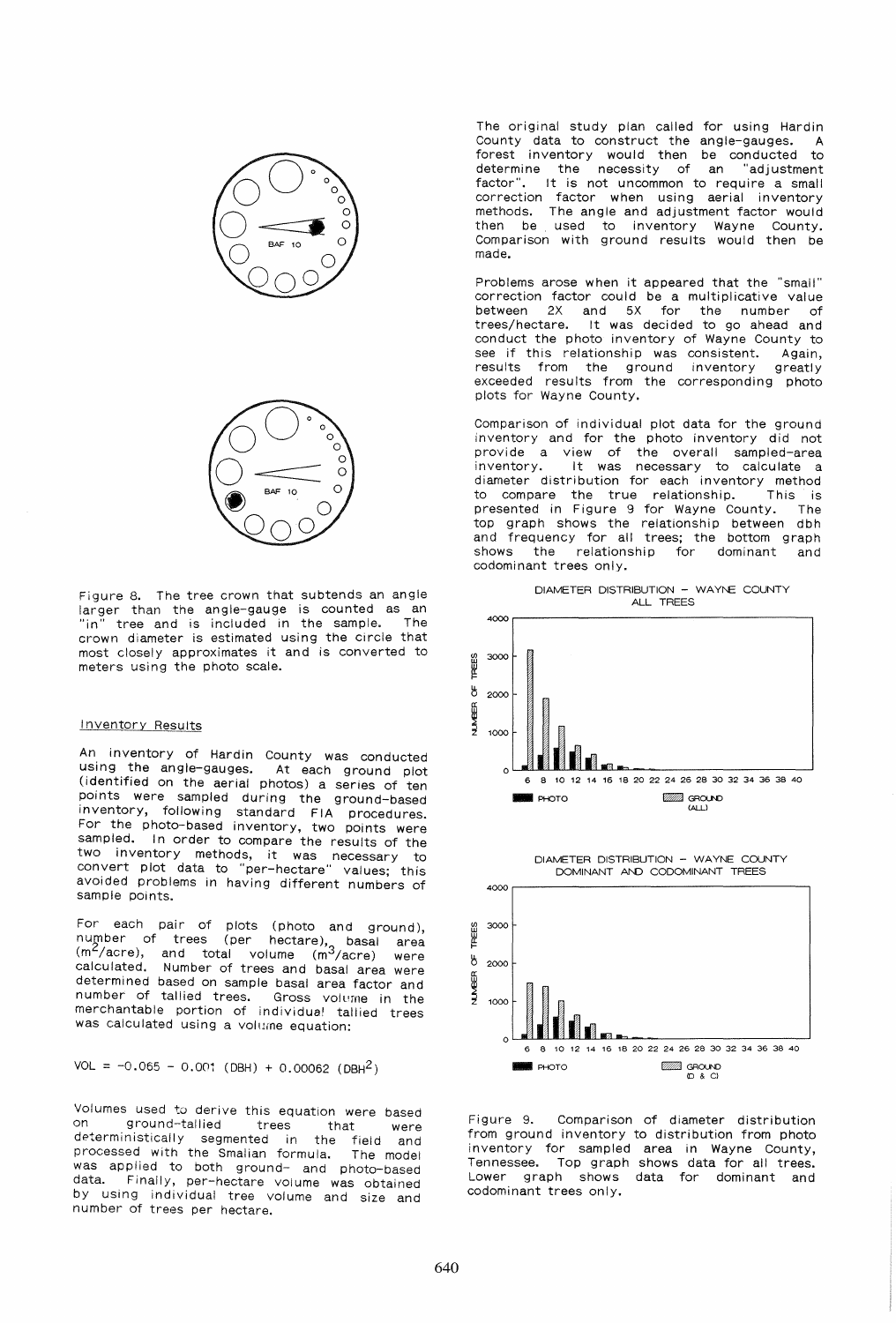Figure 8. The tree crown that subtends an angle larger than the angle-gauge is counted as an "in" tree and is included in the sample. The crown diameter is estimated using the circle that most closely approximates it and is converted to meters using the photo scale.

### Inventory Results

An inventory of Hardin County was conducted using the angle-gauges. At each ground plot (identified on the aerial photos) a series of ten points were sampled during the ground-based inventory, following standard FIA procedures. For the photo-based inventory, two points were sampled. In order to compare the results of the two inventory methods, it was necessary to convert plot data to "per-hectare" values; this avoided problems in having different numbers of sample points.

For each pair of plots (photo and ground), number of trees (per hectare), basal area ($m^2$/acre), and total volume ($m^3$/acre) were calculated. Number of trees and basal area were determined based on sample basal area factor and number of tallied trees. Gross volume in the merchantable portion of individual tallied trees was calculated using a volume equation:

$$VOL = -0.065 - 0.001\ (DBH) + 0.00062\ (DBH^2)$$

Volumes used to derive this equation were based on ground-tallied trees that were deterministically segmented in the field and processed with the Smalian formula. The model was applied to both ground- and photo-based data. Finally, per-hectare volume was obtained by using individual tree volume and size and number of trees per hectare.

The original study plan called for using Hardin County data to construct the angle-gauges. A forest inventory would then be conducted to determine the necessity of an "adjustment factor". It is not uncommon to require a small correction factor when using aerial inventory methods. The angle and adjustment factor would then be used to inventory Wayne County. Comparison with ground results would then be made.

Problems arose when it appeared that the "small" correction factor could be a multiplicative value between 2X and 5X for the number of trees/hectare. It was decided to go ahead and conduct the photo inventory of Wayne County to see if this relationship was consistent. Again, results from the ground inventory greatly exceeded results from the corresponding photo plots for Wayne County.

Comparison of individual plot data for the ground inventory and for the photo inventory did not provide a view of the overall sampled-area inventory. It was necessary to calculate a diameter distribution for each inventory method to compare the true relationship. This is presented in Figure 9 for Wayne County. The top graph shows the relationship between dbh and frequency for all trees; the bottom graph shows the relationship for dominant and codominant trees only.

Figure 9. Comparison of diameter distribution from ground inventory to distribution from photo inventory for sampled area in Wayne County, Tennessee. Top graph shows data for all trees. Lower graph shows data for dominant and codominant trees only.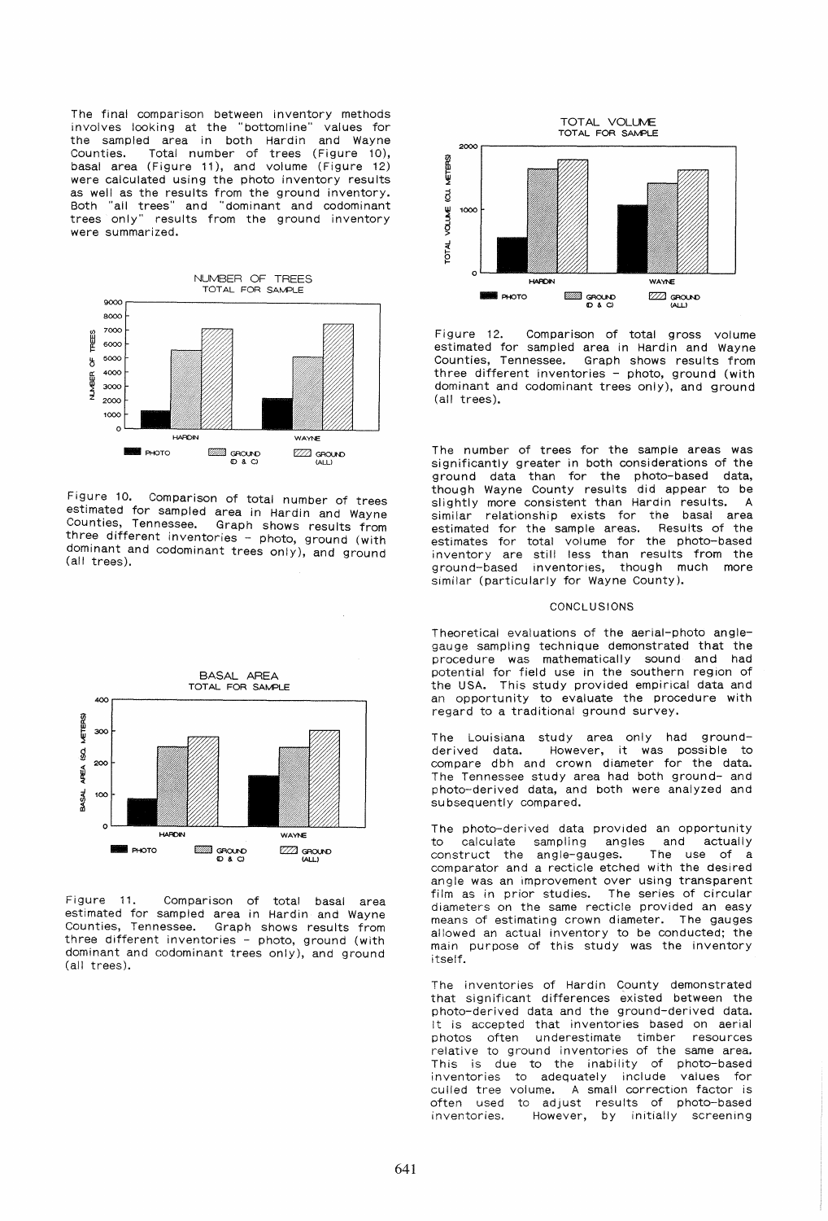The final comparison between inventory methods involves looking at the "bottomline" values for the sampled area in both Hardin and Wayne Counties. Total number of trees (Figure 10), basal area (Figure 11), and volume (Figure 12) were calculated using the photo inventory results as well as the results from the ground inventory. Both "all trees" and "dominant and codominant trees only" results from the ground inventory were summarized.

Figure 10. Comparison of total number of trees estimated for sampled area in Hardin and Wayne Counties, Tennessee. Graph shows results from three different inventories - photo, ground (with dominant and codominant trees only), and ground (all trees).

Figure 11. Comparison of total basal area estimated for sampled area in Hardin and Wayne Counties, Tennessee. Graph shows results from three different inventories - photo, ground (with dominant and codominant trees only), and ground (all trees).

Figure 12. Comparison of total gross volume estimated for sampled area in Hardin and Wayne Counties, Tennessee. Graph shows results from three different inventories - photo, ground (with dominant and codominant trees only), and ground (all trees).

The number of trees for the sample areas was significantly greater in both considerations of the ground data than for the photo-based data, though Wayne County results did appear to be slightly more consistent than Hardin results. A similar relationship exists for the basal area estimated for the sample areas. Results of the estimates for total volume for the photo-based inventory are still less than results from the ground-based inventories, though much more similar (particularly for Wayne County).

## CONCLUSIONS

Theoretical evaluations of the aerial-photo angle-gauge sampling technique demonstrated that the procedure was mathematically sound and had potential for field use in the southern region of the USA. This study provided empirical data and an opportunity to evaluate the procedure with regard to a traditional ground survey.

The Louisiana study area only had ground-derived data. However, it was possible to compare dbh and crown diameter for the data. The Tennessee study area had both ground- and photo-derived data, and both were analyzed and subsequently compared.

The photo-derived data provided an opportunity to calculate sampling angles and actually construct the angle-gauges. The use of a comparator and a recticle etched with the desired angle was an improvement over using transparent film as in prior studies. The series of circular diameters on the same recticle provided an easy means of estimating crown diameter. The gauges allowed an actual inventory to be conducted; the main purpose of this study was the inventory itself.

The inventories of Hardin County demonstrated that significant differences existed between the photo-derived data and the ground-derived data. It is accepted that inventories based on aerial photos often underestimate timber resources relative to ground inventories of the same area. This is due to the inability of photo-based inventories to adequately include values for culled tree volume. A small correction factor is often used to adjust results of photo-based inventories. However, by initially screening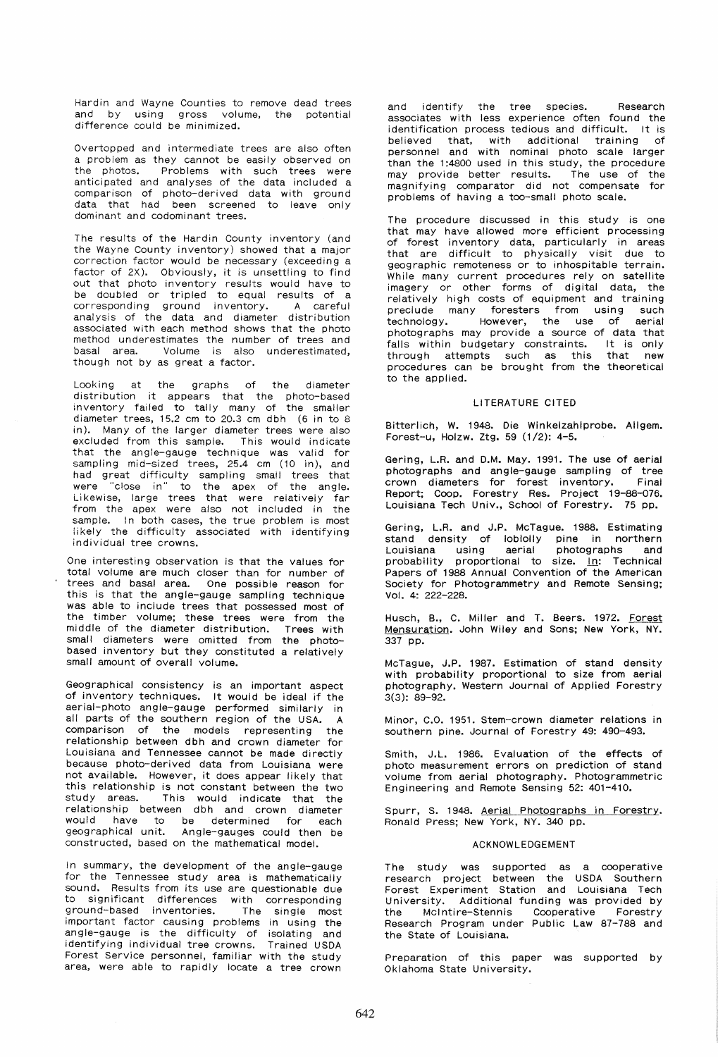Hardin and Wayne Counties to remove dead trees and by using gross volume, the potential difference could be minimized.

Overtopped and intermediate trees are also often a problem as they cannot be easily observed on the photos. Problems with such trees were anticipated and analyses of the data included a comparison of photo-derived data with ground data that had been screened to leave only dominant and codominant trees.

The results of the Hardin County inventory (and the Wayne County inventory) showed that a major correction factor would be necessary (exceeding a factor of 2X). Obviously, it is unsettling to find out that photo inventory results would have to be doubled or tripled to equal results of a corresponding ground inventory. A careful analysis of the data and diameter distribution associated with each method shows that the photo method underestimates the number of trees and basal area. Volume is also underestimated, though not by as great a factor.

Looking at the graphs of the diameter distribution it appears that the photo-based inventory failed to tally many of the smaller diameter trees, 15.2 cm to 20.3 cm dbh (6 in to 8 in). Many of the larger diameter trees were also excluded from this sample. This would indicate that the angle-gauge technique was valid for sampling mid-sized trees, 25.4 cm (10 in), and had great difficulty sampling small trees that were "close in" to the apex of the angle. Likewise, large trees that were relatively far from the apex were also not included in the sample. In both cases, the true problem is most likely the difficulty associated with identifying individual tree crowns.

One interesting observation is that the values for total volume are much closer than for number of trees and basal area. One possible reason for this is that the angle-gauge sampling technique was able to include trees that possessed most of the timber volume; these trees were from the middle of the diameter distribution. Trees with small diameters were omitted from the photo-based inventory but they constituted a relatively small amount of overall volume.

Geographical consistency is an important aspect of inventory techniques. It would be ideal if the aerial-photo angle-gauge performed similarly in all parts of the southern region of the USA. A comparison of the models representing the relationship between dbh and crown diameter for Louisiana and Tennessee cannot be made directly because photo-derived data from Louisiana were not available. However, it does appear likely that this relationship is not constant between the two study areas. This would indicate that the relationship between dbh and crown diameter would have to be determined for each geographical unit. Angle-gauges could then be constructed, based on the mathematical model.

In summary, the development of the angle-gauge for the Tennessee study area is mathematically sound. Results from its use are questionable due to significant differences with corresponding ground-based inventories. The single most important factor causing problems in using the angle-gauge is the difficulty of isolating and identifying individual tree crowns. Trained USDA Forest Service personnel, familiar with the study area, were able to rapidly locate a tree crown and identify the tree species. Research associates with less experience often found the identification process tedious and difficult. It is believed that, with additional training of personnel and with nominal photo scale larger than the 1:4800 used in this study, the procedure may provide better results. The use of the magnifying comparator did not compensate for problems of having a too-small photo scale.

The procedure discussed in this study is one that may have allowed more efficient processing of forest inventory data, particularly in areas that are difficult to physically visit due to geographic remoteness or to inhospitable terrain. While many current procedures rely on satellite imagery or other forms of digital data, the relatively high costs of equipment and training preclude many foresters from using such technology. However, the use of aerial photographs may provide a source of data that falls within budgetary constraints. It is only through attempts such as this that new procedures can be brought from the theoretical to the applied.

## LITERATURE CITED

Bitterlich, W. 1948. Die Winkelzahlprobe. Allgem. Forest-u, Holzw. Ztg. 59 (1/2): 4-5.

Gering, L.R. and D.M. May. 1991. The use of aerial photographs and angle-gauge sampling of tree crown diameters for forest inventory. Final Report; Coop. Forestry Res. Project 19-88-076. Louisiana Tech Univ., School of Forestry. 75 pp.

Gering, L.R. and J.P. McTague. 1988. Estimating stand density of loblolly pine in northern Louisiana using aerial photographs and probability proportional to size. In: Technical Papers of 1988 Annual Convention of the American Society for Photogrammetry and Remote Sensing; Vol. 4: 222-228.

Husch, B., C. Miller and T. Beers. 1972. Forest Mensuration. John Wiley and Sons; New York, NY. 337 pp.

McTague, J.P. 1987. Estimation of stand density with probability proportional to size from aerial photography. Western Journal of Applied Forestry 3(3): 89-92.

Minor, C.O. 1951. Stem-crown diameter relations in southern pine. Journal of Forestry 49: 490-493.

Smith, J.L. 1986. Evaluation of the effects of photo measurement errors on prediction of stand volume from aerial photography. Photogrammetric Engineering and Remote Sensing 52: 401-410.

Spurr, S. 1948. Aerial Photographs in Forestry. Ronald Press; New York, NY. 340 pp.

## ACKNOWLEDGEMENT

The study was supported as a cooperative research project between the USDA Southern Forest Experiment Station and Louisiana Tech University. Additional funding was provided by the McIntire-Stennis Cooperative Forestry Research Program under Public Law 87-788 and the State of Louisiana.

Preparation of this paper was supported by Oklahoma State University.